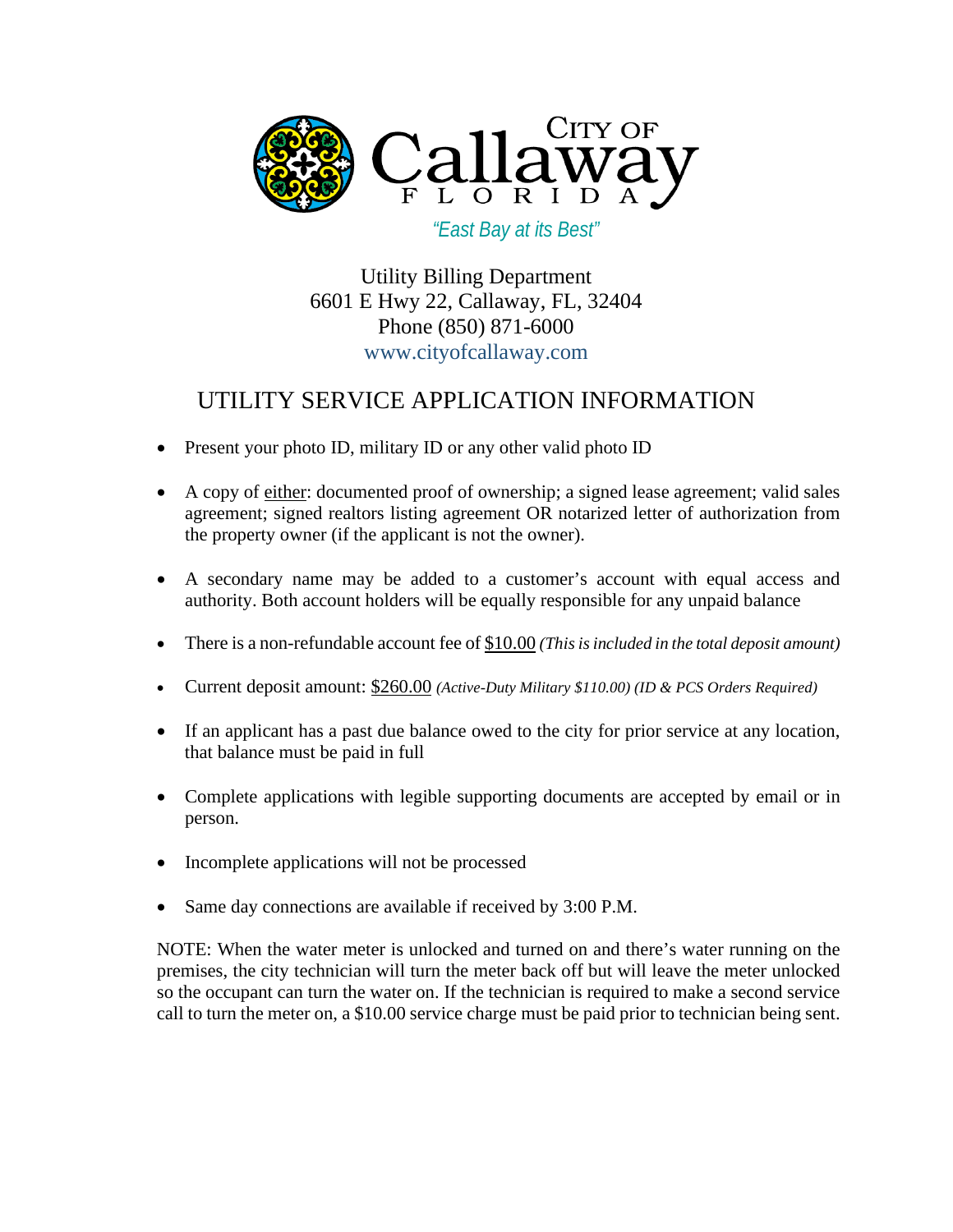CITY OF Callaway FLORIDA

*"East Bay at its Best"*

Utility Billing Department
6601 E Hwy 22, Callaway, FL, 32404
Phone (850) 871-6000
www.cityofcallaway.com

# UTILITY SERVICE APPLICATION INFORMATION

- Present your photo ID, military ID or any other valid photo ID
- A copy of either: documented proof of ownership; a signed lease agreement; valid sales agreement; signed realtors listing agreement OR notarized letter of authorization from the property owner (if the applicant is not the owner).
- A secondary name may be added to a customer's account with equal access and authority. Both account holders will be equally responsible for any unpaid balance
- There is a non-refundable account fee of $10.00 *(This is included in the total deposit amount)*
- Current deposit amount: $260.00 *(Active-Duty Military $110.00) (ID & PCS Orders Required)*
- If an applicant has a past due balance owed to the city for prior service at any location, that balance must be paid in full
- Complete applications with legible supporting documents are accepted by email or in person.
- Incomplete applications will not be processed
- Same day connections are available if received by 3:00 P.M.

NOTE: When the water meter is unlocked and turned on and there's water running on the premises, the city technician will turn the meter back off but will leave the meter unlocked so the occupant can turn the water on. If the technician is required to make a second service call to turn the meter on, a $10.00 service charge must be paid prior to technician being sent.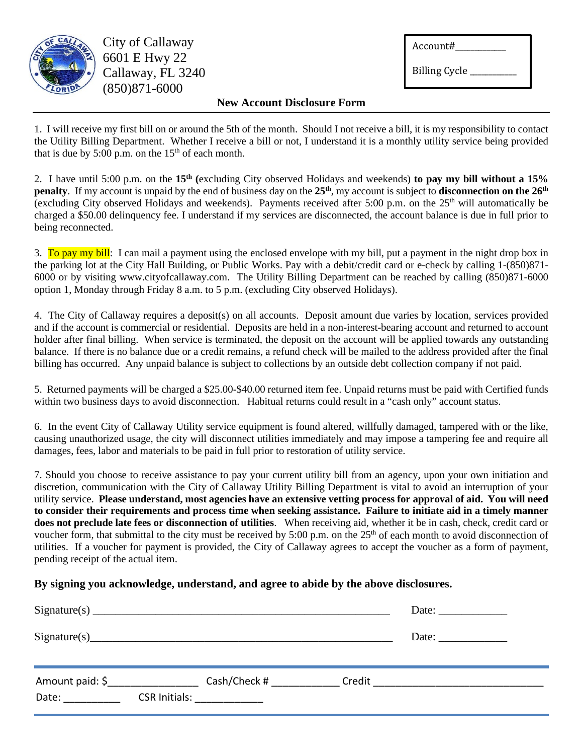City of Callaway
6601 E Hwy 22
Callaway, FL 3240
(850)871-6000

Account#___________

Billing Cycle __________

## New Account Disclosure Form

1. I will receive my first bill on or around the 5th of the month. Should I not receive a bill, it is my responsibility to contact the Utility Billing Department. Whether I receive a bill or not, I understand it is a monthly utility service being provided that is due by 5:00 p.m. on the 15th of each month.

2. I have until 5:00 p.m. on the **15th (**excluding City observed Holidays and weekends) **to pay my bill without a 15% penalty**. If my account is unpaid by the end of business day on the **25th**, my account is subject to **disconnection on the 26th** (excluding City observed Holidays and weekends). Payments received after 5:00 p.m. on the 25th will automatically be charged a $50.00 delinquency fee. I understand if my services are disconnected, the account balance is due in full prior to being reconnected.

3. To pay my bill: I can mail a payment using the enclosed envelope with my bill, put a payment in the night drop box in the parking lot at the City Hall Building, or Public Works. Pay with a debit/credit card or e-check by calling 1-(850)871-6000 or by visiting www.cityofcallaway.com. The Utility Billing Department can be reached by calling (850)871-6000 option 1, Monday through Friday 8 a.m. to 5 p.m. (excluding City observed Holidays).

4. The City of Callaway requires a deposit(s) on all accounts. Deposit amount due varies by location, services provided and if the account is commercial or residential. Deposits are held in a non-interest-bearing account and returned to account holder after final billing. When service is terminated, the deposit on the account will be applied towards any outstanding balance. If there is no balance due or a credit remains, a refund check will be mailed to the address provided after the final billing has occurred. Any unpaid balance is subject to collections by an outside debt collection company if not paid.

5. Returned payments will be charged a $25.00-$40.00 returned item fee. Unpaid returns must be paid with Certified funds within two business days to avoid disconnection. Habitual returns could result in a "cash only" account status.

6. In the event City of Callaway Utility service equipment is found altered, willfully damaged, tampered with or the like, causing unauthorized usage, the city will disconnect utilities immediately and may impose a tampering fee and require all damages, fees, labor and materials to be paid in full prior to restoration of utility service.

7. Should you choose to receive assistance to pay your current utility bill from an agency, upon your own initiation and discretion, communication with the City of Callaway Utility Billing Department is vital to avoid an interruption of your utility service. **Please understand, most agencies have an extensive vetting process for approval of aid. You will need to consider their requirements and process time when seeking assistance. Failure to initiate aid in a timely manner does not preclude late fees or disconnection of utilities**. When receiving aid, whether it be in cash, check, credit card or voucher form, that submittal to the city must be received by 5:00 p.m. on the 25th of each month to avoid disconnection of utilities. If a voucher for payment is provided, the City of Callaway agrees to accept the voucher as a form of payment, pending receipt of the actual item.

**By signing you acknowledge, understand, and agree to abide by the above disclosures.**

Signature(s) ________________________________________________________ Date: ____________

Signature(s)_________________________________________________________ Date: ____________

---

Amount paid: $________________ Cash/Check # ____________ Credit ______________________________

Date: __________ CSR Initials: ____________

---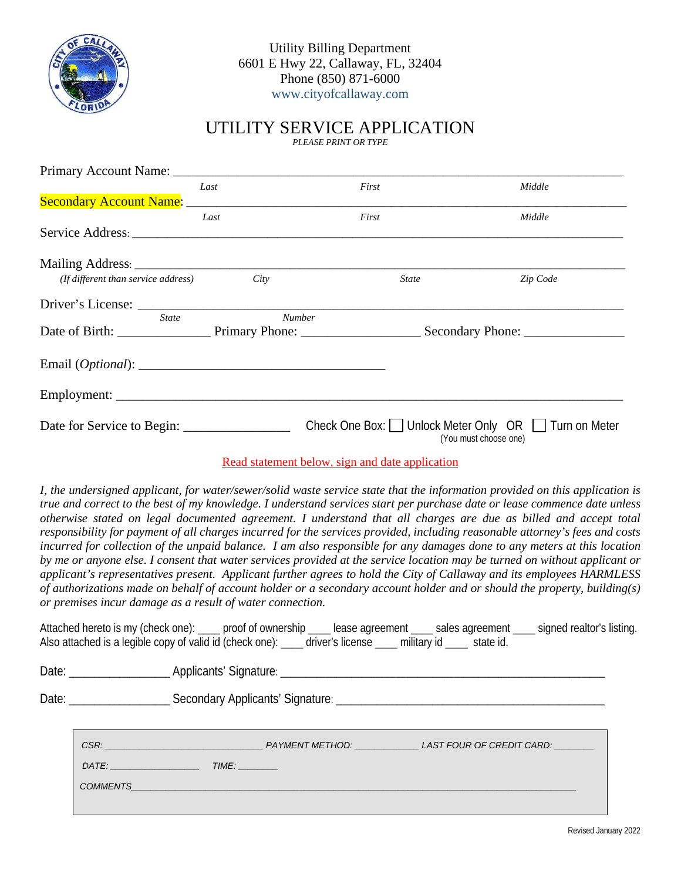Utility Billing Department
6601 E Hwy 22, Callaway, FL, 32404
Phone (850) 871-6000
www.cityofcallaway.com

# UTILITY SERVICE APPLICATION

*PLEASE PRINT OR TYPE*

Primary Account Name: ______________________________________________________________
*Last* *First* *Middle*

Secondary Account Name: ______________________________________________________________
*Last* *First* *Middle*

Service Address: ______________________________________________________________

Mailing Address: ______________________________________________________________
*(If different than service address)* *City* *State* *Zip Code*

Driver's License: ______________________________________________________________
*State* *Number*

Date of Birth: _____________ Primary Phone: _______________ Secondary Phone: ______________

Email (*Optional*): ___________________________________

Employment: ______________________________________________________________

Date for Service to Begin: _______________ Check One Box: ☐ Unlock Meter Only OR ☐ Turn on Meter
(You must choose one)

Read statement below, sign and date application

*I, the undersigned applicant, for water/sewer/solid waste service state that the information provided on this application is true and correct to the best of my knowledge. I understand services start per purchase date or lease commence date unless otherwise stated on legal documented agreement. I understand that all charges are due as billed and accept total responsibility for payment of all charges incurred for the services provided, including reasonable attorney's fees and costs incurred for collection of the unpaid balance. I am also responsible for any damages done to any meters at this location by me or anyone else. I consent that water services provided at the service location may be turned on without applicant or applicant's representatives present. Applicant further agrees to hold the City of Callaway and its employees HARMLESS of authorizations made on behalf of account holder or a secondary account holder and or should the property, building(s) or premises incur damage as a result of water connection.*

Attached hereto is my (check one): ____ proof of ownership ____ lease agreement ____ sales agreement ____ signed realtor's listing.
Also attached is a legible copy of valid id (check one): ____ driver's license ____ military id ____ state id.

Date: _______________ Applicants' Signature: ______________________________________________

Date: _______________ Secondary Applicants' Signature: ______________________________________

*CSR: ___________________________ PAYMENT METHOD: ___________ LAST FOUR OF CREDIT CARD: ________*

*DATE: ________________ TIME: ________*

*COMMENTS_______________________________________________________________________________*

Revised January 2022